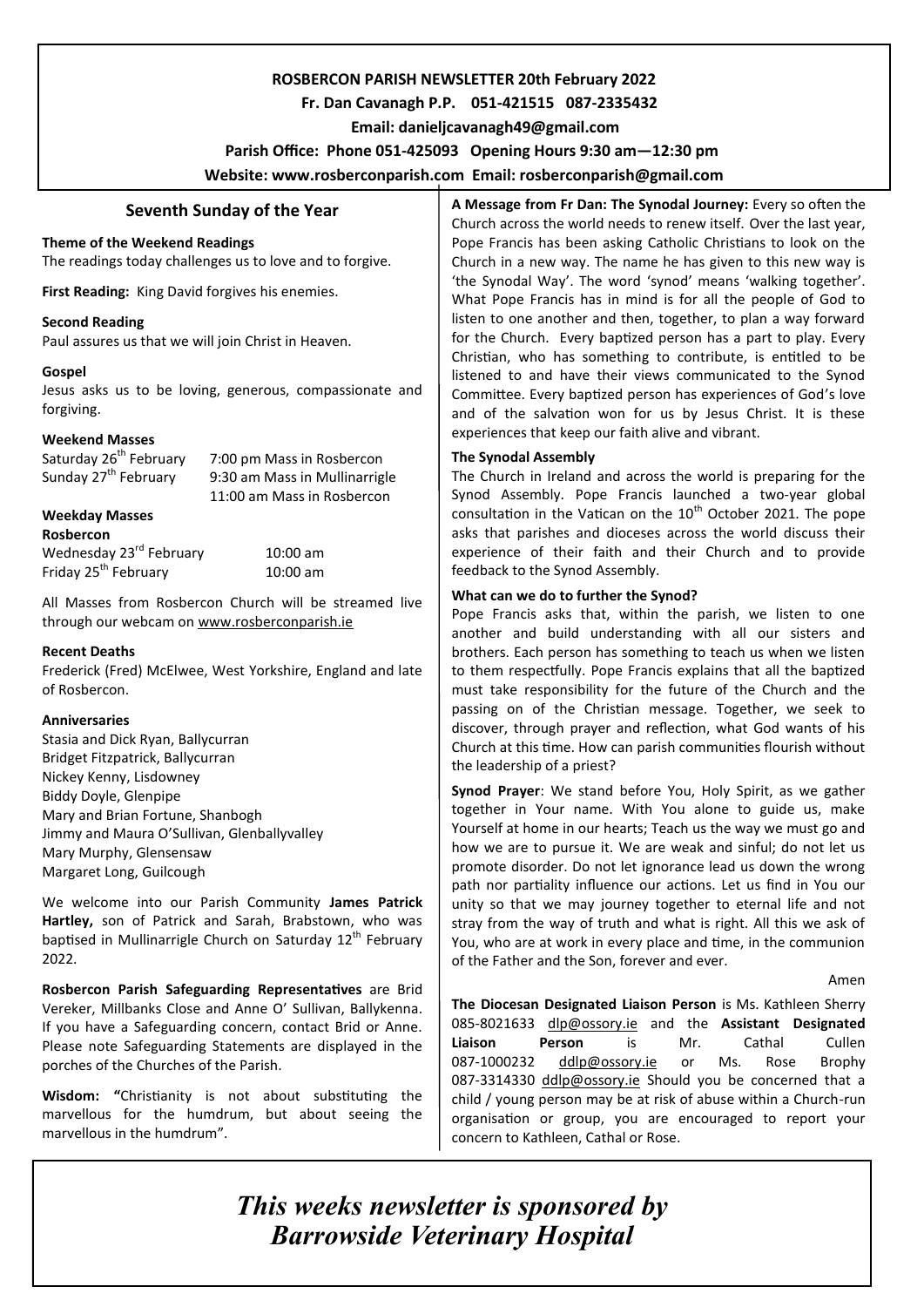**ROSBERCON PARISH NEWSLETTER 20th February 2022**

**Fr. Dan Cavanagh P.P. 051-421515 087-2335432**

**Email: danieljcavanagh49@gmail.com**

**Parish Office: Phone 051-425093 Opening Hours 9:30 am—12:30 pm**

**Website: www.rosberconparish.com Email: rosberconparish@gmail.com**

## Seventh Sunday of the Year

**Theme of the Weekend Readings**

The readings today challenges us to love and to forgive.

**First Reading:** King David forgives his enemies.

**Second Reading**

Paul assures us that we will join Christ in Heaven.

**Gospel**

Jesus asks us to be loving, generous, compassionate and forgiving.

**Weekend Masses**

Saturday 26th February 7:00 pm Mass in Rosbercon

Sunday 27th February 9:30 am Mass in Mullinarrigle

11:00 am Mass in Rosbercon

**Weekday Masses**

**Rosbercon**

Wednesday 23rd February 10:00 am

Friday 25th February 10:00 am

All Masses from Rosbercon Church will be streamed live through our webcam on www.rosberconparish.ie

**Recent Deaths**

Frederick (Fred) McElwee, West Yorkshire, England and late of Rosbercon.

**Anniversaries**

Stasia and Dick Ryan, Ballycurran
Bridget Fitzpatrick, Ballycurran
Nickey Kenny, Lisdowney
Biddy Doyle, Glenpipe
Mary and Brian Fortune, Shanbogh
Jimmy and Maura O'Sullivan, Glenballyvalley
Mary Murphy, Glensensaw
Margaret Long, Guilcough

We welcome into our Parish Community **James Patrick Hartley,** son of Patrick and Sarah, Brabstown, who was baptised in Mullinarrigle Church on Saturday 12th February 2022.

**Rosbercon Parish Safeguarding Representatives** are Brid Vereker, Millbanks Close and Anne O' Sullivan, Ballykenna. If you have a Safeguarding concern, contact Brid or Anne. Please note Safeguarding Statements are displayed in the porches of the Churches of the Parish.

**Wisdom: "**Christianity is not about substituting the marvellous for the humdrum, but about seeing the marvellous in the humdrum".

**A Message from Fr Dan: The Synodal Journey:** Every so often the Church across the world needs to renew itself. Over the last year, Pope Francis has been asking Catholic Christians to look on the Church in a new way. The name he has given to this new way is 'the Synodal Way'. The word 'synod' means 'walking together'. What Pope Francis has in mind is for all the people of God to listen to one another and then, together, to plan a way forward for the Church. Every baptized person has a part to play. Every Christian, who has something to contribute, is entitled to be listened to and have their views communicated to the Synod Committee. Every baptized person has experiences of God's love and of the salvation won for us by Jesus Christ. It is these experiences that keep our faith alive and vibrant.

**The Synodal Assembly**

The Church in Ireland and across the world is preparing for the Synod Assembly. Pope Francis launched a two-year global consultation in the Vatican on the 10th October 2021. The pope asks that parishes and dioceses across the world discuss their experience of their faith and their Church and to provide feedback to the Synod Assembly.

**What can we do to further the Synod?**

Pope Francis asks that, within the parish, we listen to one another and build understanding with all our sisters and brothers. Each person has something to teach us when we listen to them respectfully. Pope Francis explains that all the baptized must take responsibility for the future of the Church and the passing on of the Christian message. Together, we seek to discover, through prayer and reflection, what God wants of his Church at this time. How can parish communities flourish without the leadership of a priest?

**Synod Prayer**: We stand before You, Holy Spirit, as we gather together in Your name. With You alone to guide us, make Yourself at home in our hearts; Teach us the way we must go and how we are to pursue it. We are weak and sinful; do not let us promote disorder. Do not let ignorance lead us down the wrong path nor partiality influence our actions. Let us find in You our unity so that we may journey together to eternal life and not stray from the way of truth and what is right. All this we ask of You, who are at work in every place and time, in the communion of the Father and the Son, forever and ever.

Amen

**The Diocesan Designated Liaison Person** is Ms. Kathleen Sherry 085-8021633 dlp@ossory.ie and the **Assistant Designated Liaison Person** is Mr. Cathal Cullen 087-1000232 ddlp@ossory.ie or Ms. Rose Brophy 087-3314330 ddlp@ossory.ie Should you be concerned that a child / young person may be at risk of abuse within a Church-run organisation or group, you are encouraged to report your concern to Kathleen, Cathal or Rose.

***This weeks newsletter is sponsored by Barrowside Veterinary Hospital***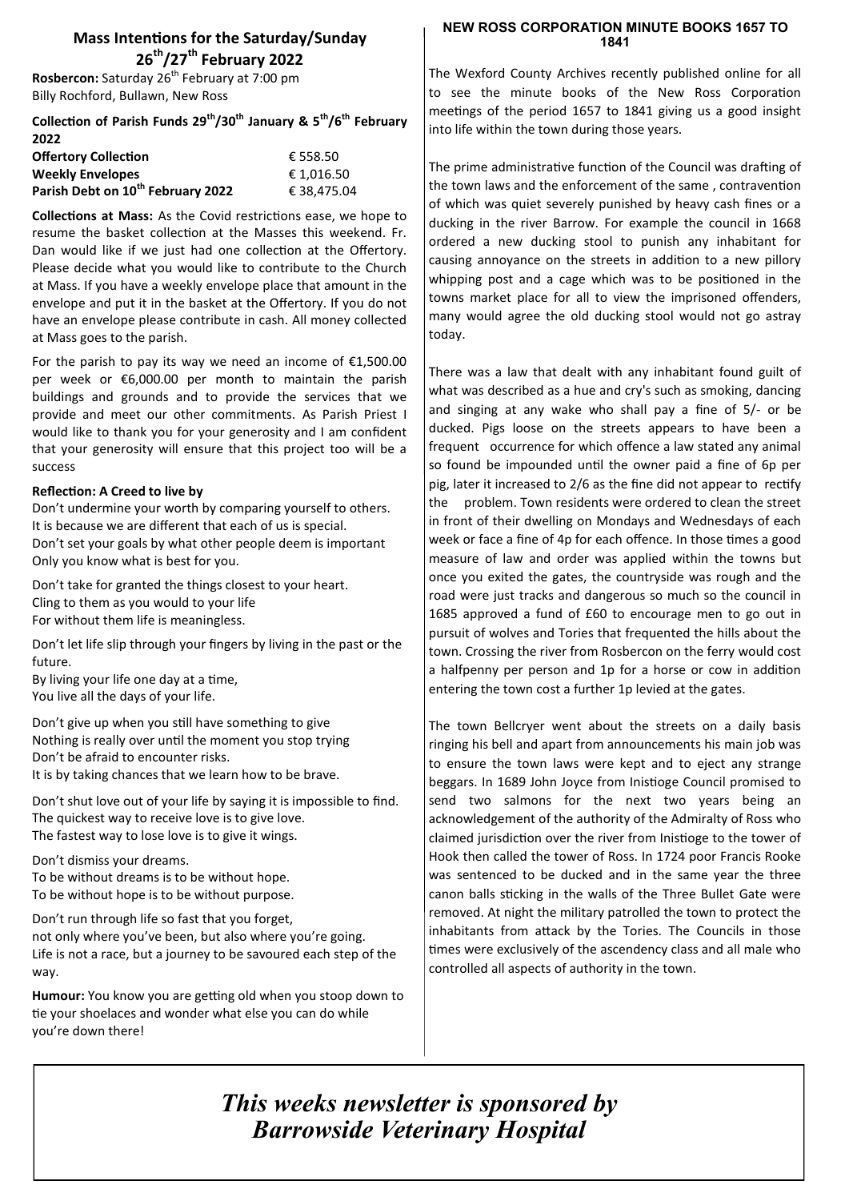## Mass Intentions for the Saturday/Sunday 26th/27th February 2022

**Rosbercon:** Saturday 26th February at 7:00 pm
Billy Rochford, Bullawn, New Ross

**Collection of Parish Funds 29th/30th January & 5th/6th February 2022**

| | |
|---|---|
| **Offertory Collection** | € 558.50 |
| **Weekly Envelopes** | € 1,016.50 |
| **Parish Debt on 10th February 2022** | € 38,475.04 |

**Collections at Mass:** As the Covid restrictions ease, we hope to resume the basket collection at the Masses this weekend. Fr. Dan would like if we just had one collection at the Offertory. Please decide what you would like to contribute to the Church at Mass. If you have a weekly envelope place that amount in the envelope and put it in the basket at the Offertory. If you do not have an envelope please contribute in cash. All money collected at Mass goes to the parish.

For the parish to pay its way we need an income of €1,500.00 per week or €6,000.00 per month to maintain the parish buildings and grounds and to provide the services that we provide and meet our other commitments. As Parish Priest I would like to thank you for your generosity and I am confident that your generosity will ensure that this project too will be a success

**Reflection: A Creed to live by**

Don't undermine your worth by comparing yourself to others.
It is because we are different that each of us is special.
Don't set your goals by what other people deem is important
Only you know what is best for you.

Don't take for granted the things closest to your heart.
Cling to them as you would to your life
For without them life is meaningless.

Don't let life slip through your fingers by living in the past or the future.
By living your life one day at a time,
You live all the days of your life.

Don't give up when you still have something to give
Nothing is really over until the moment you stop trying
Don't be afraid to encounter risks.
It is by taking chances that we learn how to be brave.

Don't shut love out of your life by saying it is impossible to find.
The quickest way to receive love is to give love.
The fastest way to lose love is to give it wings.

Don't dismiss your dreams.
To be without dreams is to be without hope.
To be without hope is to be without purpose.

Don't run through life so fast that you forget,
not only where you've been, but also where you're going.
Life is not a race, but a journey to be savoured each step of the way.

**Humour:** You know you are getting old when you stoop down to tie your shoelaces and wonder what else you can do while you're down there!

## NEW ROSS CORPORATION MINUTE BOOKS 1657 TO 1841

The Wexford County Archives recently published online for all to see the minute books of the New Ross Corporation meetings of the period 1657 to 1841 giving us a good insight into life within the town during those years.

The prime administrative function of the Council was drafting of the town laws and the enforcement of the same , contravention of which was quiet severely punished by heavy cash fines or a ducking in the river Barrow. For example the council in 1668 ordered a new ducking stool to punish any inhabitant for causing annoyance on the streets in addition to a new pillory whipping post and a cage which was to be positioned in the towns market place for all to view the imprisoned offenders, many would agree the old ducking stool would not go astray today.

There was a law that dealt with any inhabitant found guilt of what was described as a hue and cry's such as smoking, dancing and singing at any wake who shall pay a fine of 5/- or be ducked. Pigs loose on the streets appears to have been a frequent occurrence for which offence a law stated any animal so found be impounded until the owner paid a fine of 6p per pig, later it increased to 2/6 as the fine did not appear to rectify the problem. Town residents were ordered to clean the street in front of their dwelling on Mondays and Wednesdays of each week or face a fine of 4p for each offence. In those times a good measure of law and order was applied within the towns but once you exited the gates, the countryside was rough and the road were just tracks and dangerous so much so the council in 1685 approved a fund of £60 to encourage men to go out in pursuit of wolves and Tories that frequented the hills about the town. Crossing the river from Rosbercon on the ferry would cost a halfpenny per person and 1p for a horse or cow in addition entering the town cost a further 1p levied at the gates.

The town Bellcryer went about the streets on a daily basis ringing his bell and apart from announcements his main job was to ensure the town laws were kept and to eject any strange beggars. In 1689 John Joyce from Inistioge Council promised to send two salmons for the next two years being an acknowledgement of the authority of the Admiralty of Ross who claimed jurisdiction over the river from Inistioge to the tower of Hook then called the tower of Ross. In 1724 poor Francis Rooke was sentenced to be ducked and in the same year the three canon balls sticking in the walls of the Three Bullet Gate were removed. At night the military patrolled the town to protect the inhabitants from attack by the Tories. The Councils in those times were exclusively of the ascendency class and all male who controlled all aspects of authority in the town.

***This weeks newsletter is sponsored by Barrowside Veterinary Hospital***